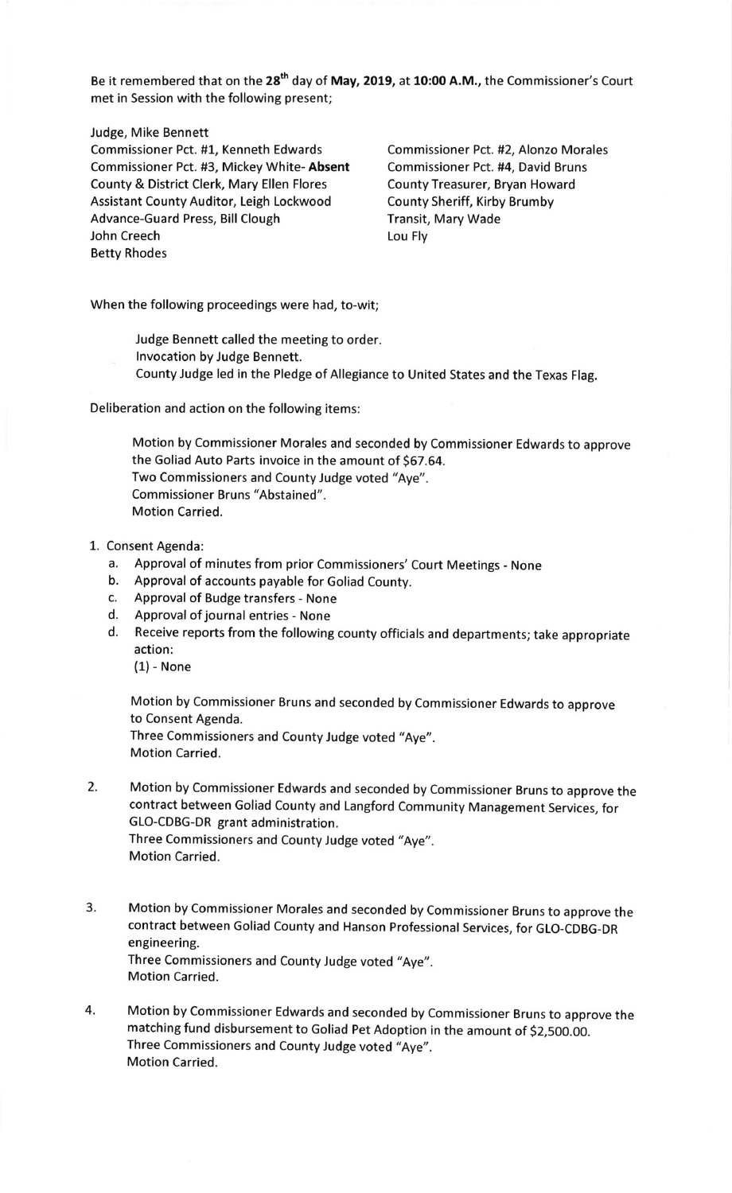Be it remembered that on the 28th day of **May, 2019**, at **10:00 A.M.**, the Commissioner's Court met in Session with the following present;

Judge, Mike Bennett
Commissioner Pct. #1, Kenneth Edwards
Commissioner Pct. #2, Alonzo Morales
Commissioner Pct. #3, Mickey White- **Absent**
Commissioner Pct. #4, David Bruns
County & District Clerk, Mary Ellen Flores
County Treasurer, Bryan Howard
Assistant County Auditor, Leigh Lockwood
County Sheriff, Kirby Brumby
Advance-Guard Press, Bill Clough
Transit, Mary Wade
John Creech
Lou Fly
Betty Rhodes

When the following proceedings were had, to-wit;

Judge Bennett called the meeting to order.
Invocation by Judge Bennett.
County Judge led in the Pledge of Allegiance to United States and the Texas Flag.

Deliberation and action on the following items:

Motion by Commissioner Morales and seconded by Commissioner Edwards to approve the Goliad Auto Parts invoice in the amount of $67.64.
Two Commissioners and County Judge voted "Aye".
Commissioner Bruns "Abstained".
Motion Carried.

1. Consent Agenda:
   a. Approval of minutes from prior Commissioners' Court Meetings - None
   b. Approval of accounts payable for Goliad County.
   c. Approval of Budge transfers - None
   d. Approval of journal entries - None
   d. Receive reports from the following county officials and departments; take appropriate action:
      (1) - None

   Motion by Commissioner Bruns and seconded by Commissioner Edwards to approve to Consent Agenda.
   Three Commissioners and County Judge voted "Aye".
   Motion Carried.

2. Motion by Commissioner Edwards and seconded by Commissioner Bruns to approve the contract between Goliad County and Langford Community Management Services, for GLO-CDBG-DR grant administration.
   Three Commissioners and County Judge voted "Aye".
   Motion Carried.

3. Motion by Commissioner Morales and seconded by Commissioner Bruns to approve the contract between Goliad County and Hanson Professional Services, for GLO-CDBG-DR engineering.
   Three Commissioners and County Judge voted "Aye".
   Motion Carried.

4. Motion by Commissioner Edwards and seconded by Commissioner Bruns to approve the matching fund disbursement to Goliad Pet Adoption in the amount of $2,500.00.
   Three Commissioners and County Judge voted "Aye".
   Motion Carried.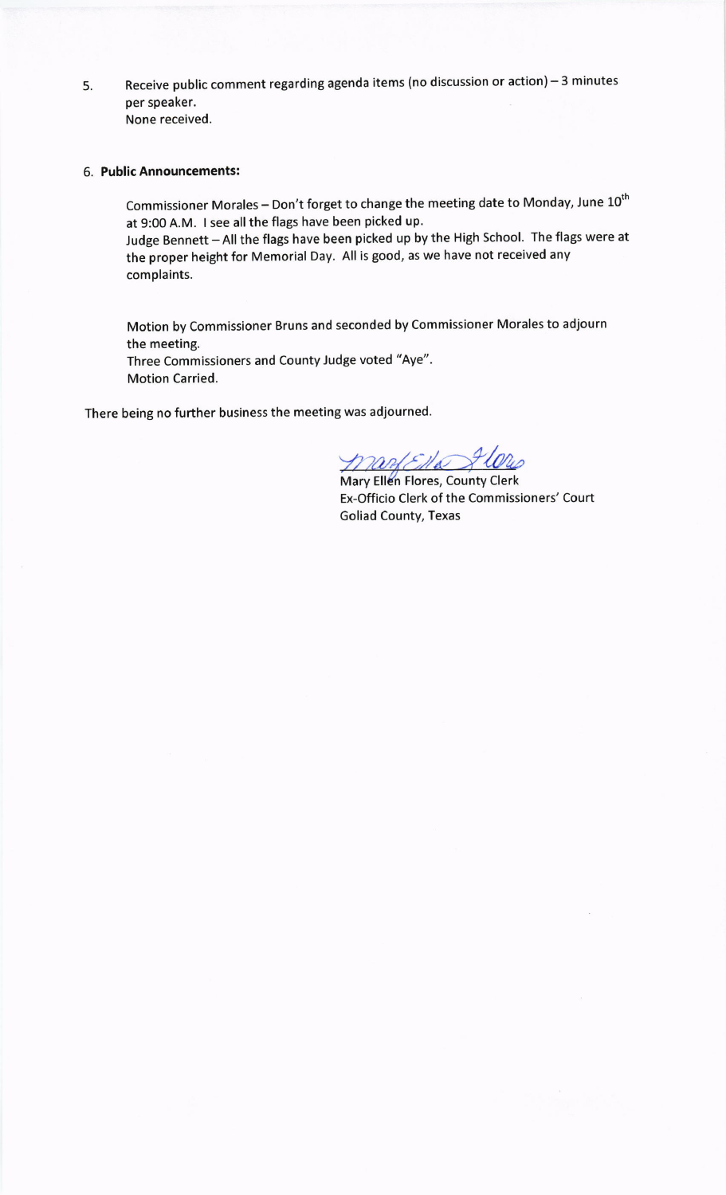5. Receive public comment regarding agenda items (no discussion or action) – 3 minutes per speaker.
   None received.

6. **Public Announcements:**

   Commissioner Morales – Don't forget to change the meeting date to Monday, June 10th at 9:00 A.M. I see all the flags have been picked up.
   Judge Bennett – All the flags have been picked up by the High School. The flags were at the proper height for Memorial Day. All is good, as we have not received any complaints.

   Motion by Commissioner Bruns and seconded by Commissioner Morales to adjourn the meeting.
   Three Commissioners and County Judge voted "Aye".
   Motion Carried.

There being no further business the meeting was adjourned.

Mary Ellen Flores, County Clerk
Ex-Officio Clerk of the Commissioners' Court
Goliad County, Texas